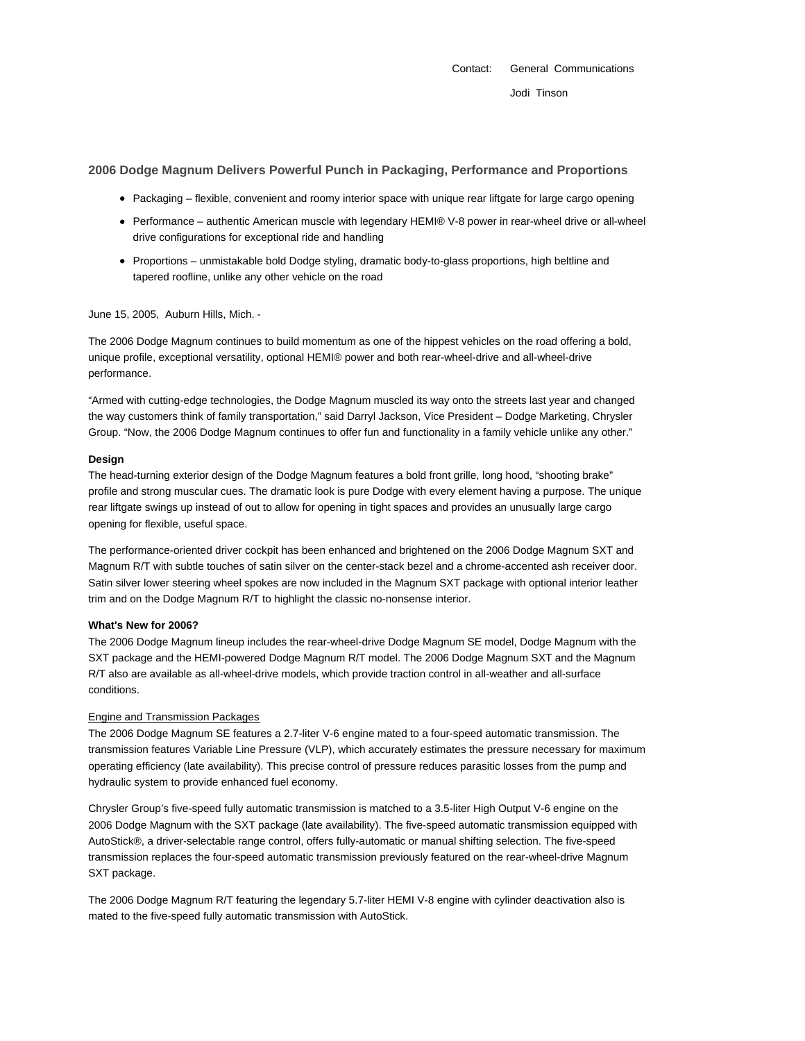Contact: General Communications

Jodi Tinson

## 2006 Dodge Magnum Delivers Powerful Punch in Packaging, Performance and Proportions

- Packaging – flexible, convenient and roomy interior space with unique rear liftgate for large cargo opening
- Performance – authentic American muscle with legendary HEMI® V-8 power in rear-wheel drive or all-wheel drive configurations for exceptional ride and handling
- Proportions – unmistakable bold Dodge styling, dramatic body-to-glass proportions, high beltline and tapered roofline, unlike any other vehicle on the road

June 15, 2005, Auburn Hills, Mich. -

The 2006 Dodge Magnum continues to build momentum as one of the hippest vehicles on the road offering a bold, unique profile, exceptional versatility, optional HEMI® power and both rear-wheel-drive and all-wheel-drive performance.

"Armed with cutting-edge technologies, the Dodge Magnum muscled its way onto the streets last year and changed the way customers think of family transportation," said Darryl Jackson, Vice President – Dodge Marketing, Chrysler Group. "Now, the 2006 Dodge Magnum continues to offer fun and functionality in a family vehicle unlike any other."

**Design**

The head-turning exterior design of the Dodge Magnum features a bold front grille, long hood, "shooting brake" profile and strong muscular cues. The dramatic look is pure Dodge with every element having a purpose. The unique rear liftgate swings up instead of out to allow for opening in tight spaces and provides an unusually large cargo opening for flexible, useful space.

The performance-oriented driver cockpit has been enhanced and brightened on the 2006 Dodge Magnum SXT and Magnum R/T with subtle touches of satin silver on the center-stack bezel and a chrome-accented ash receiver door. Satin silver lower steering wheel spokes are now included in the Magnum SXT package with optional interior leather trim and on the Dodge Magnum R/T to highlight the classic no-nonsense interior.

**What's New for 2006?**

The 2006 Dodge Magnum lineup includes the rear-wheel-drive Dodge Magnum SE model, Dodge Magnum with the SXT package and the HEMI-powered Dodge Magnum R/T model. The 2006 Dodge Magnum SXT and the Magnum R/T also are available as all-wheel-drive models, which provide traction control in all-weather and all-surface conditions.

<u>Engine and Transmission Packages</u>

The 2006 Dodge Magnum SE features a 2.7-liter V-6 engine mated to a four-speed automatic transmission. The transmission features Variable Line Pressure (VLP), which accurately estimates the pressure necessary for maximum operating efficiency (late availability). This precise control of pressure reduces parasitic losses from the pump and hydraulic system to provide enhanced fuel economy.

Chrysler Group's five-speed fully automatic transmission is matched to a 3.5-liter High Output V-6 engine on the 2006 Dodge Magnum with the SXT package (late availability). The five-speed automatic transmission equipped with AutoStick®, a driver-selectable range control, offers fully-automatic or manual shifting selection. The five-speed transmission replaces the four-speed automatic transmission previously featured on the rear-wheel-drive Magnum SXT package.

The 2006 Dodge Magnum R/T featuring the legendary 5.7-liter HEMI V-8 engine with cylinder deactivation also is mated to the five-speed fully automatic transmission with AutoStick.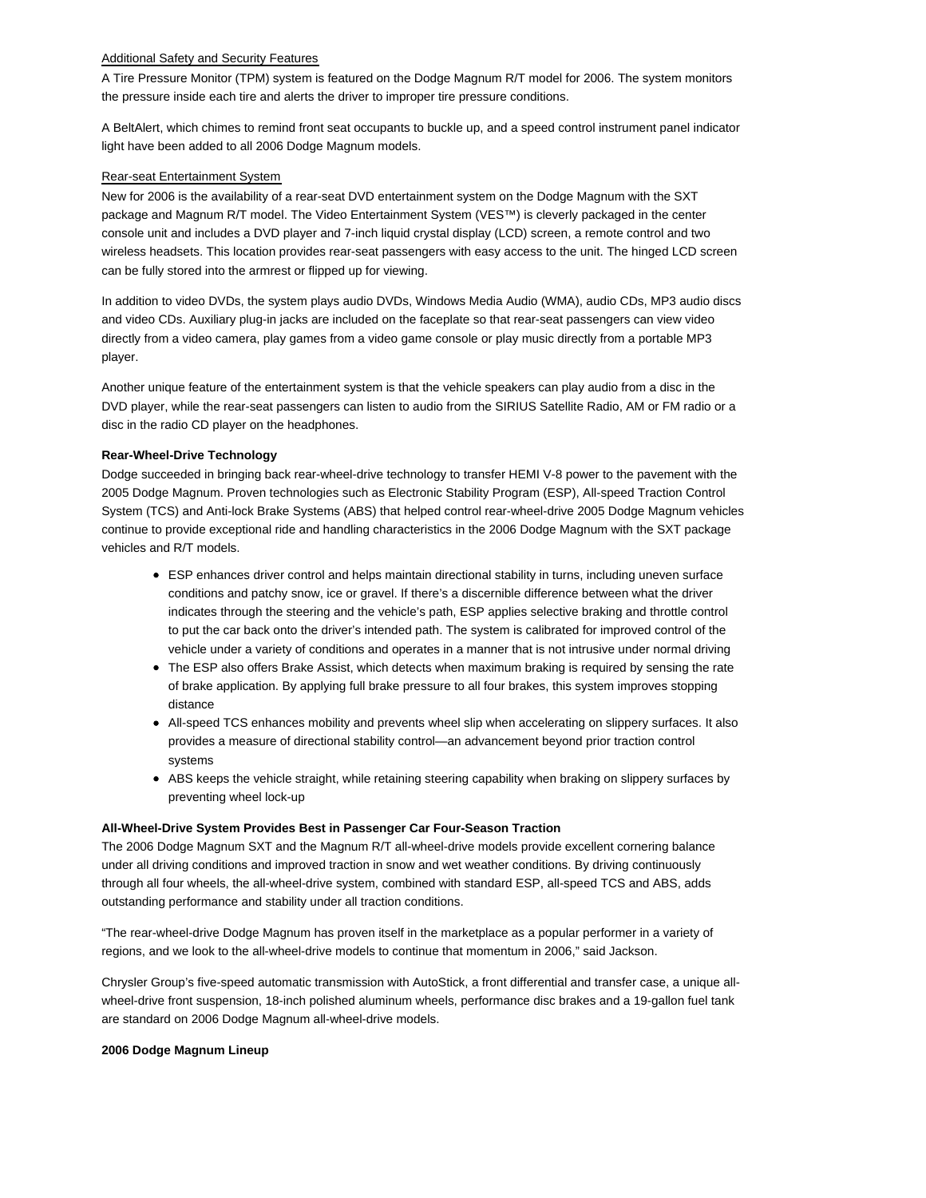Additional Safety and Security Features

A Tire Pressure Monitor (TPM) system is featured on the Dodge Magnum R/T model for 2006. The system monitors the pressure inside each tire and alerts the driver to improper tire pressure conditions.

A BeltAlert, which chimes to remind front seat occupants to buckle up, and a speed control instrument panel indicator light have been added to all 2006 Dodge Magnum models.

Rear-seat Entertainment System

New for 2006 is the availability of a rear-seat DVD entertainment system on the Dodge Magnum with the SXT package and Magnum R/T model. The Video Entertainment System (VES™) is cleverly packaged in the center console unit and includes a DVD player and 7-inch liquid crystal display (LCD) screen, a remote control and two wireless headsets. This location provides rear-seat passengers with easy access to the unit. The hinged LCD screen can be fully stored into the armrest or flipped up for viewing.

In addition to video DVDs, the system plays audio DVDs, Windows Media Audio (WMA), audio CDs, MP3 audio discs and video CDs. Auxiliary plug-in jacks are included on the faceplate so that rear-seat passengers can view video directly from a video camera, play games from a video game console or play music directly from a portable MP3 player.

Another unique feature of the entertainment system is that the vehicle speakers can play audio from a disc in the DVD player, while the rear-seat passengers can listen to audio from the SIRIUS Satellite Radio, AM or FM radio or a disc in the radio CD player on the headphones.

**Rear-Wheel-Drive Technology**

Dodge succeeded in bringing back rear-wheel-drive technology to transfer HEMI V-8 power to the pavement with the 2005 Dodge Magnum. Proven technologies such as Electronic Stability Program (ESP), All-speed Traction Control System (TCS) and Anti-lock Brake Systems (ABS) that helped control rear-wheel-drive 2005 Dodge Magnum vehicles continue to provide exceptional ride and handling characteristics in the 2006 Dodge Magnum with the SXT package vehicles and R/T models.

- ESP enhances driver control and helps maintain directional stability in turns, including uneven surface conditions and patchy snow, ice or gravel. If there's a discernible difference between what the driver indicates through the steering and the vehicle's path, ESP applies selective braking and throttle control to put the car back onto the driver's intended path. The system is calibrated for improved control of the vehicle under a variety of conditions and operates in a manner that is not intrusive under normal driving
- The ESP also offers Brake Assist, which detects when maximum braking is required by sensing the rate of brake application. By applying full brake pressure to all four brakes, this system improves stopping distance
- All-speed TCS enhances mobility and prevents wheel slip when accelerating on slippery surfaces. It also provides a measure of directional stability control—an advancement beyond prior traction control systems
- ABS keeps the vehicle straight, while retaining steering capability when braking on slippery surfaces by preventing wheel lock-up

**All-Wheel-Drive System Provides Best in Passenger Car Four-Season Traction**

The 2006 Dodge Magnum SXT and the Magnum R/T all-wheel-drive models provide excellent cornering balance under all driving conditions and improved traction in snow and wet weather conditions. By driving continuously through all four wheels, the all-wheel-drive system, combined with standard ESP, all-speed TCS and ABS, adds outstanding performance and stability under all traction conditions.

"The rear-wheel-drive Dodge Magnum has proven itself in the marketplace as a popular performer in a variety of regions, and we look to the all-wheel-drive models to continue that momentum in 2006," said Jackson.

Chrysler Group's five-speed automatic transmission with AutoStick, a front differential and transfer case, a unique all-wheel-drive front suspension, 18-inch polished aluminum wheels, performance disc brakes and a 19-gallon fuel tank are standard on 2006 Dodge Magnum all-wheel-drive models.

**2006 Dodge Magnum Lineup**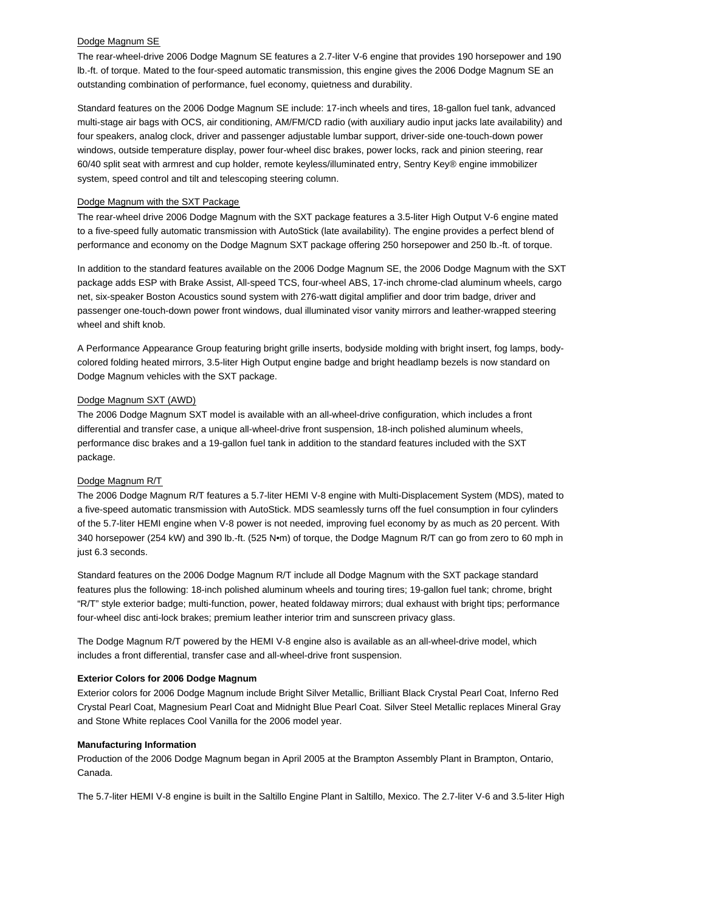Dodge Magnum SE

The rear-wheel-drive 2006 Dodge Magnum SE features a 2.7-liter V-6 engine that provides 190 horsepower and 190 lb.-ft. of torque. Mated to the four-speed automatic transmission, this engine gives the 2006 Dodge Magnum SE an outstanding combination of performance, fuel economy, quietness and durability.

Standard features on the 2006 Dodge Magnum SE include: 17-inch wheels and tires, 18-gallon fuel tank, advanced multi-stage air bags with OCS, air conditioning, AM/FM/CD radio (with auxiliary audio input jacks late availability) and four speakers, analog clock, driver and passenger adjustable lumbar support, driver-side one-touch-down power windows, outside temperature display, power four-wheel disc brakes, power locks, rack and pinion steering, rear 60/40 split seat with armrest and cup holder, remote keyless/illuminated entry, Sentry Key® engine immobilizer system, speed control and tilt and telescoping steering column.

Dodge Magnum with the SXT Package

The rear-wheel drive 2006 Dodge Magnum with the SXT package features a 3.5-liter High Output V-6 engine mated to a five-speed fully automatic transmission with AutoStick (late availability). The engine provides a perfect blend of performance and economy on the Dodge Magnum SXT package offering 250 horsepower and 250 lb.-ft. of torque.

In addition to the standard features available on the 2006 Dodge Magnum SE, the 2006 Dodge Magnum with the SXT package adds ESP with Brake Assist, All-speed TCS, four-wheel ABS, 17-inch chrome-clad aluminum wheels, cargo net, six-speaker Boston Acoustics sound system with 276-watt digital amplifier and door trim badge, driver and passenger one-touch-down power front windows, dual illuminated visor vanity mirrors and leather-wrapped steering wheel and shift knob.

A Performance Appearance Group featuring bright grille inserts, bodyside molding with bright insert, fog lamps, body-colored folding heated mirrors, 3.5-liter High Output engine badge and bright headlamp bezels is now standard on Dodge Magnum vehicles with the SXT package.

Dodge Magnum SXT (AWD)

The 2006 Dodge Magnum SXT model is available with an all-wheel-drive configuration, which includes a front differential and transfer case, a unique all-wheel-drive front suspension, 18-inch polished aluminum wheels, performance disc brakes and a 19-gallon fuel tank in addition to the standard features included with the SXT package.

Dodge Magnum R/T

The 2006 Dodge Magnum R/T features a 5.7-liter HEMI V-8 engine with Multi-Displacement System (MDS), mated to a five-speed automatic transmission with AutoStick. MDS seamlessly turns off the fuel consumption in four cylinders of the 5.7-liter HEMI engine when V-8 power is not needed, improving fuel economy by as much as 20 percent. With 340 horsepower (254 kW) and 390 lb.-ft. (525 N•m) of torque, the Dodge Magnum R/T can go from zero to 60 mph in just 6.3 seconds.

Standard features on the 2006 Dodge Magnum R/T include all Dodge Magnum with the SXT package standard features plus the following: 18-inch polished aluminum wheels and touring tires; 19-gallon fuel tank; chrome, bright "R/T" style exterior badge; multi-function, power, heated foldaway mirrors; dual exhaust with bright tips; performance four-wheel disc anti-lock brakes; premium leather interior trim and sunscreen privacy glass.

The Dodge Magnum R/T powered by the HEMI V-8 engine also is available as an all-wheel-drive model, which includes a front differential, transfer case and all-wheel-drive front suspension.

**Exterior Colors for 2006 Dodge Magnum**

Exterior colors for 2006 Dodge Magnum include Bright Silver Metallic, Brilliant Black Crystal Pearl Coat, Inferno Red Crystal Pearl Coat, Magnesium Pearl Coat and Midnight Blue Pearl Coat. Silver Steel Metallic replaces Mineral Gray and Stone White replaces Cool Vanilla for the 2006 model year.

**Manufacturing Information**

Production of the 2006 Dodge Magnum began in April 2005 at the Brampton Assembly Plant in Brampton, Ontario, Canada.

The 5.7-liter HEMI V-8 engine is built in the Saltillo Engine Plant in Saltillo, Mexico. The 2.7-liter V-6 and 3.5-liter High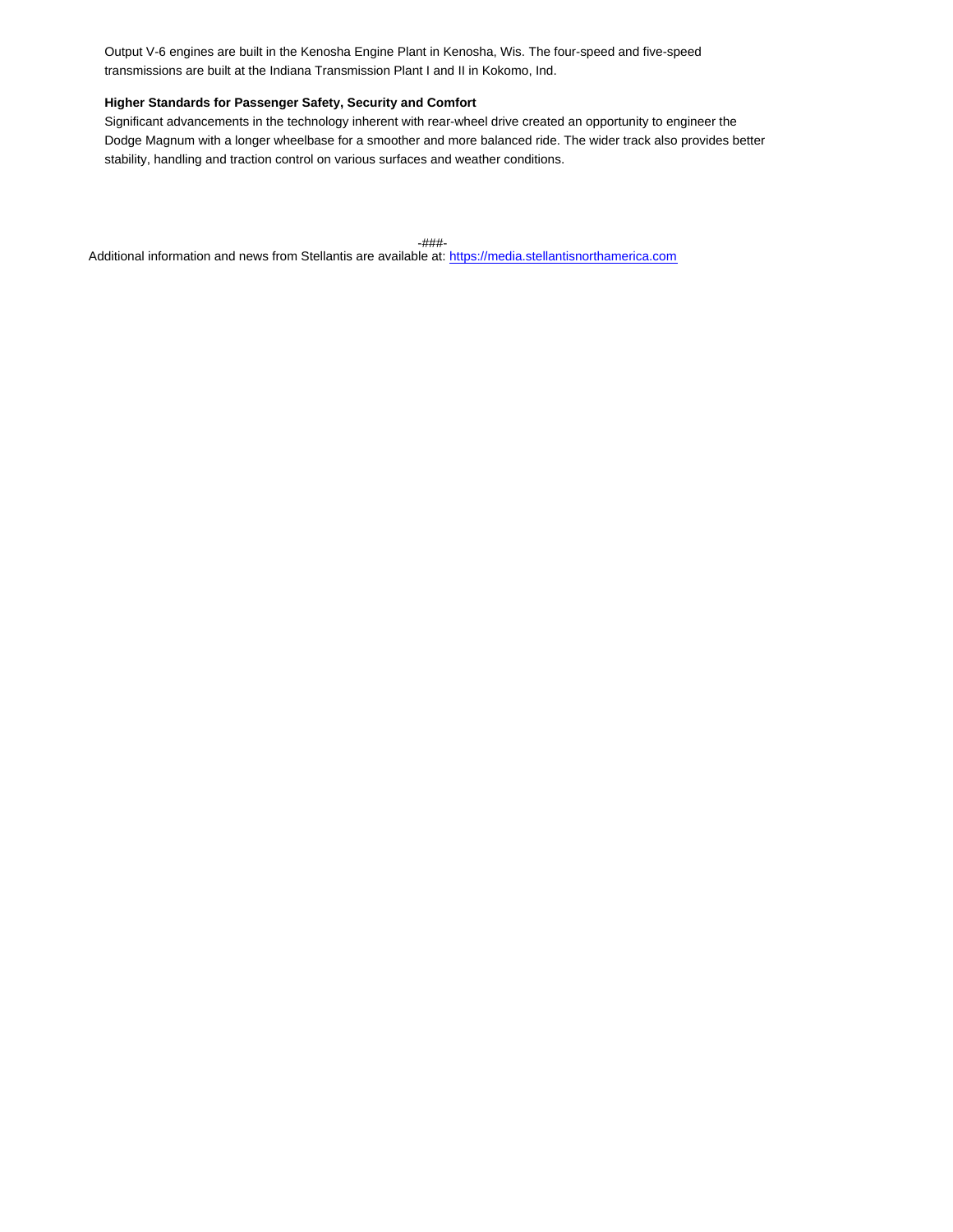Output V-6 engines are built in the Kenosha Engine Plant in Kenosha, Wis. The four-speed and five-speed transmissions are built at the Indiana Transmission Plant I and II in Kokomo, Ind.

**Higher Standards for Passenger Safety, Security and Comfort**

Significant advancements in the technology inherent with rear-wheel drive created an opportunity to engineer the Dodge Magnum with a longer wheelbase for a smoother and more balanced ride. The wider track also provides better stability, handling and traction control on various surfaces and weather conditions.

-###-

Additional information and news from Stellantis are available at: https://media.stellantisnorthamerica.com